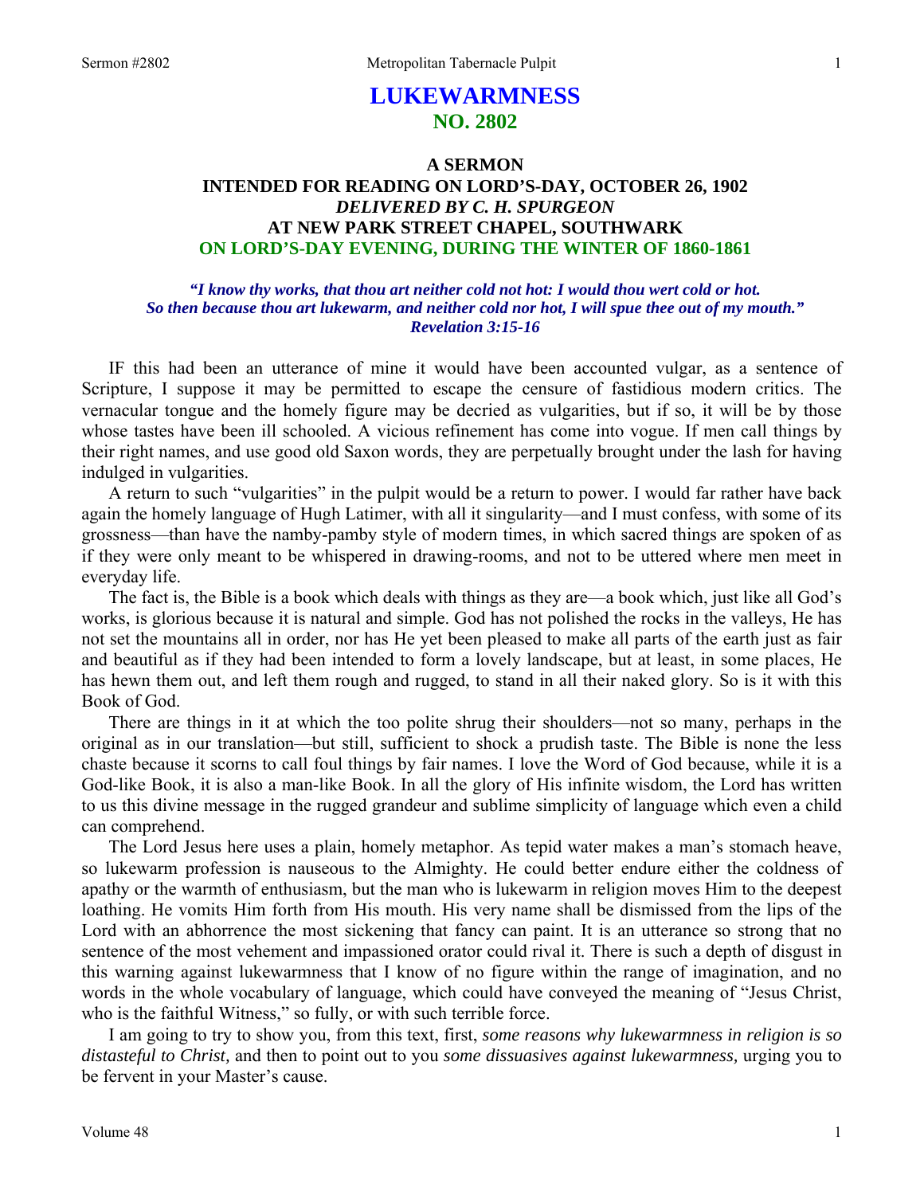# LUKEWARMNESS
## NO. 2802

### A SERMON
### INTENDED FOR READING ON LORD'S-DAY, OCTOBER 26, 1902
### *DELIVERED BY C. H. SPURGEON*
### AT NEW PARK STREET CHAPEL, SOUTHWARK
### ON LORD'S-DAY EVENING, DURING THE WINTER OF 1860-1861

***"I know thy works, that thou art neither cold not hot: I would thou wert cold or hot. So then because thou art lukewarm, and neither cold nor hot, I will spue thee out of my mouth." Revelation 3:15-16***

IF this had been an utterance of mine it would have been accounted vulgar, as a sentence of Scripture, I suppose it may be permitted to escape the censure of fastidious modern critics. The vernacular tongue and the homely figure may be decried as vulgarities, but if so, it will be by those whose tastes have been ill schooled. A vicious refinement has come into vogue. If men call things by their right names, and use good old Saxon words, they are perpetually brought under the lash for having indulged in vulgarities.

A return to such "vulgarities" in the pulpit would be a return to power. I would far rather have back again the homely language of Hugh Latimer, with all it singularity—and I must confess, with some of its grossness—than have the namby-pamby style of modern times, in which sacred things are spoken of as if they were only meant to be whispered in drawing-rooms, and not to be uttered where men meet in everyday life.

The fact is, the Bible is a book which deals with things as they are—a book which, just like all God's works, is glorious because it is natural and simple. God has not polished the rocks in the valleys, He has not set the mountains all in order, nor has He yet been pleased to make all parts of the earth just as fair and beautiful as if they had been intended to form a lovely landscape, but at least, in some places, He has hewn them out, and left them rough and rugged, to stand in all their naked glory. So is it with this Book of God.

There are things in it at which the too polite shrug their shoulders—not so many, perhaps in the original as in our translation—but still, sufficient to shock a prudish taste. The Bible is none the less chaste because it scorns to call foul things by fair names. I love the Word of God because, while it is a God-like Book, it is also a man-like Book. In all the glory of His infinite wisdom, the Lord has written to us this divine message in the rugged grandeur and sublime simplicity of language which even a child can comprehend.

The Lord Jesus here uses a plain, homely metaphor. As tepid water makes a man's stomach heave, so lukewarm profession is nauseous to the Almighty. He could better endure either the coldness of apathy or the warmth of enthusiasm, but the man who is lukewarm in religion moves Him to the deepest loathing. He vomits Him forth from His mouth. His very name shall be dismissed from the lips of the Lord with an abhorrence the most sickening that fancy can paint. It is an utterance so strong that no sentence of the most vehement and impassioned orator could rival it. There is such a depth of disgust in this warning against lukewarmness that I know of no figure within the range of imagination, and no words in the whole vocabulary of language, which could have conveyed the meaning of "Jesus Christ, who is the faithful Witness," so fully, or with such terrible force.

I am going to try to show you, from this text, first, *some reasons why lukewarmness in religion is so distasteful to Christ,* and then to point out to you *some dissuasives against lukewarmness,* urging you to be fervent in your Master's cause.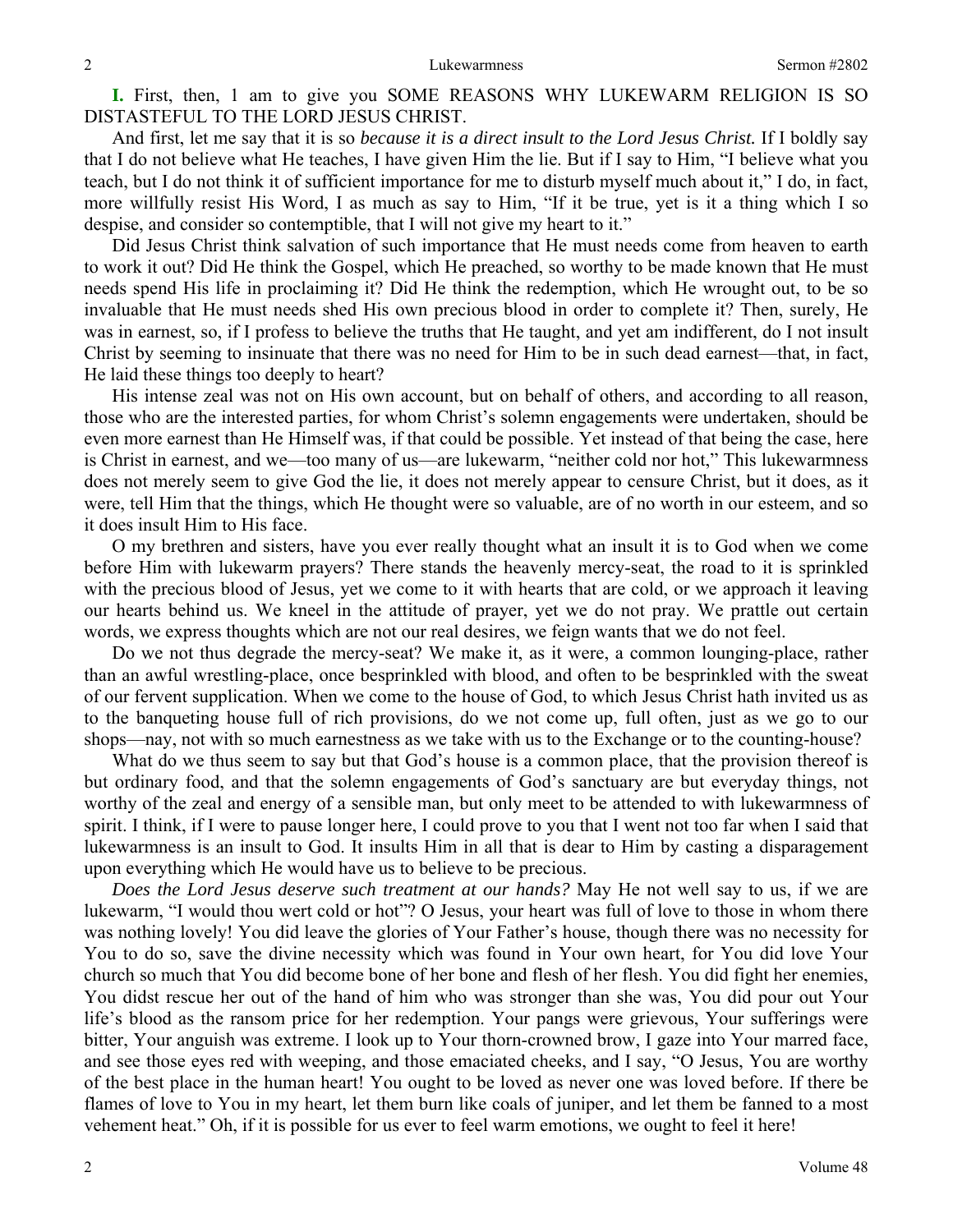**I.** First, then, I am to give you SOME REASONS WHY LUKEWARM RELIGION IS SO DISTASTEFUL TO THE LORD JESUS CHRIST.

And first, let me say that it is so *because it is a direct insult to the Lord Jesus Christ.* If I boldly say that I do not believe what He teaches, I have given Him the lie. But if I say to Him, "I believe what you teach, but I do not think it of sufficient importance for me to disturb myself much about it," I do, in fact, more willfully resist His Word, I as much as say to Him, "If it be true, yet is it a thing which I so despise, and consider so contemptible, that I will not give my heart to it."

Did Jesus Christ think salvation of such importance that He must needs come from heaven to earth to work it out? Did He think the Gospel, which He preached, so worthy to be made known that He must needs spend His life in proclaiming it? Did He think the redemption, which He wrought out, to be so invaluable that He must needs shed His own precious blood in order to complete it? Then, surely, He was in earnest, so, if I profess to believe the truths that He taught, and yet am indifferent, do I not insult Christ by seeming to insinuate that there was no need for Him to be in such dead earnest—that, in fact, He laid these things too deeply to heart?

His intense zeal was not on His own account, but on behalf of others, and according to all reason, those who are the interested parties, for whom Christ's solemn engagements were undertaken, should be even more earnest than He Himself was, if that could be possible. Yet instead of that being the case, here is Christ in earnest, and we—too many of us—are lukewarm, "neither cold nor hot," This lukewarmness does not merely seem to give God the lie, it does not merely appear to censure Christ, but it does, as it were, tell Him that the things, which He thought were so valuable, are of no worth in our esteem, and so it does insult Him to His face.

O my brethren and sisters, have you ever really thought what an insult it is to God when we come before Him with lukewarm prayers? There stands the heavenly mercy-seat, the road to it is sprinkled with the precious blood of Jesus, yet we come to it with hearts that are cold, or we approach it leaving our hearts behind us. We kneel in the attitude of prayer, yet we do not pray. We prattle out certain words, we express thoughts which are not our real desires, we feign wants that we do not feel.

Do we not thus degrade the mercy-seat? We make it, as it were, a common lounging-place, rather than an awful wrestling-place, once besprinkled with blood, and often to be besprinkled with the sweat of our fervent supplication. When we come to the house of God, to which Jesus Christ hath invited us as to the banqueting house full of rich provisions, do we not come up, full often, just as we go to our shops—nay, not with so much earnestness as we take with us to the Exchange or to the counting-house?

What do we thus seem to say but that God's house is a common place, that the provision thereof is but ordinary food, and that the solemn engagements of God's sanctuary are but everyday things, not worthy of the zeal and energy of a sensible man, but only meet to be attended to with lukewarmness of spirit. I think, if I were to pause longer here, I could prove to you that I went not too far when I said that lukewarmness is an insult to God. It insults Him in all that is dear to Him by casting a disparagement upon everything which He would have us to believe to be precious.

*Does the Lord Jesus deserve such treatment at our hands?* May He not well say to us, if we are lukewarm, "I would thou wert cold or hot"? O Jesus, your heart was full of love to those in whom there was nothing lovely! You did leave the glories of Your Father's house, though there was no necessity for You to do so, save the divine necessity which was found in Your own heart, for You did love Your church so much that You did become bone of her bone and flesh of her flesh. You did fight her enemies, You didst rescue her out of the hand of him who was stronger than she was, You did pour out Your life's blood as the ransom price for her redemption. Your pangs were grievous, Your sufferings were bitter, Your anguish was extreme. I look up to Your thorn-crowned brow, I gaze into Your marred face, and see those eyes red with weeping, and those emaciated cheeks, and I say, "O Jesus, You are worthy of the best place in the human heart! You ought to be loved as never one was loved before. If there be flames of love to You in my heart, let them burn like coals of juniper, and let them be fanned to a most vehement heat." Oh, if it is possible for us ever to feel warm emotions, we ought to feel it here!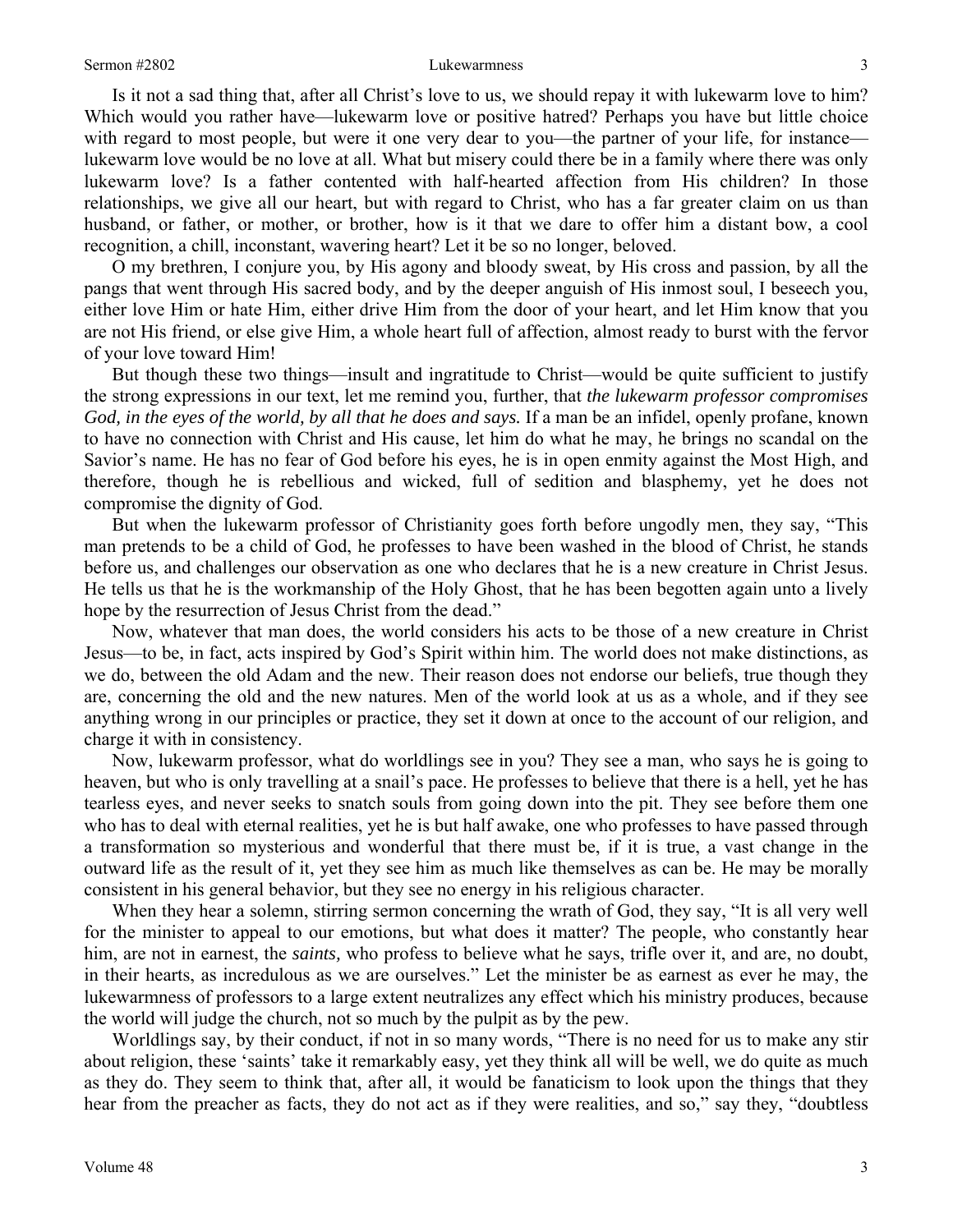Is it not a sad thing that, after all Christ's love to us, we should repay it with lukewarm love to him? Which would you rather have—lukewarm love or positive hatred? Perhaps you have but little choice with regard to most people, but were it one very dear to you—the partner of your life, for instance—lukewarm love would be no love at all. What but misery could there be in a family where there was only lukewarm love? Is a father contented with half-hearted affection from His children? In those relationships, we give all our heart, but with regard to Christ, who has a far greater claim on us than husband, or father, or mother, or brother, how is it that we dare to offer him a distant bow, a cool recognition, a chill, inconstant, wavering heart? Let it be so no longer, beloved.

O my brethren, I conjure you, by His agony and bloody sweat, by His cross and passion, by all the pangs that went through His sacred body, and by the deeper anguish of His inmost soul, I beseech you, either love Him or hate Him, either drive Him from the door of your heart, and let Him know that you are not His friend, or else give Him, a whole heart full of affection, almost ready to burst with the fervor of your love toward Him!

But though these two things—insult and ingratitude to Christ—would be quite sufficient to justify the strong expressions in our text, let me remind you, further, that *the lukewarm professor compromises God, in the eyes of the world, by all that he does and says.* If a man be an infidel, openly profane, known to have no connection with Christ and His cause, let him do what he may, he brings no scandal on the Savior's name. He has no fear of God before his eyes, he is in open enmity against the Most High, and therefore, though he is rebellious and wicked, full of sedition and blasphemy, yet he does not compromise the dignity of God.

But when the lukewarm professor of Christianity goes forth before ungodly men, they say, "This man pretends to be a child of God, he professes to have been washed in the blood of Christ, he stands before us, and challenges our observation as one who declares that he is a new creature in Christ Jesus. He tells us that he is the workmanship of the Holy Ghost, that he has been begotten again unto a lively hope by the resurrection of Jesus Christ from the dead."

Now, whatever that man does, the world considers his acts to be those of a new creature in Christ Jesus—to be, in fact, acts inspired by God's Spirit within him. The world does not make distinctions, as we do, between the old Adam and the new. Their reason does not endorse our beliefs, true though they are, concerning the old and the new natures. Men of the world look at us as a whole, and if they see anything wrong in our principles or practice, they set it down at once to the account of our religion, and charge it with in consistency.

Now, lukewarm professor, what do worldlings see in you? They see a man, who says he is going to heaven, but who is only travelling at a snail's pace. He professes to believe that there is a hell, yet he has tearless eyes, and never seeks to snatch souls from going down into the pit. They see before them one who has to deal with eternal realities, yet he is but half awake, one who professes to have passed through a transformation so mysterious and wonderful that there must be, if it is true, a vast change in the outward life as the result of it, yet they see him as much like themselves as can be. He may be morally consistent in his general behavior, but they see no energy in his religious character.

When they hear a solemn, stirring sermon concerning the wrath of God, they say, "It is all very well for the minister to appeal to our emotions, but what does it matter? The people, who constantly hear him, are not in earnest, the *saints,* who profess to believe what he says, trifle over it, and are, no doubt, in their hearts, as incredulous as we are ourselves." Let the minister be as earnest as ever he may, the lukewarmness of professors to a large extent neutralizes any effect which his ministry produces, because the world will judge the church, not so much by the pulpit as by the pew.

Worldlings say, by their conduct, if not in so many words, "There is no need for us to make any stir about religion, these 'saints' take it remarkably easy, yet they think all will be well, we do quite as much as they do. They seem to think that, after all, it would be fanaticism to look upon the things that they hear from the preacher as facts, they do not act as if they were realities, and so," say they, "doubtless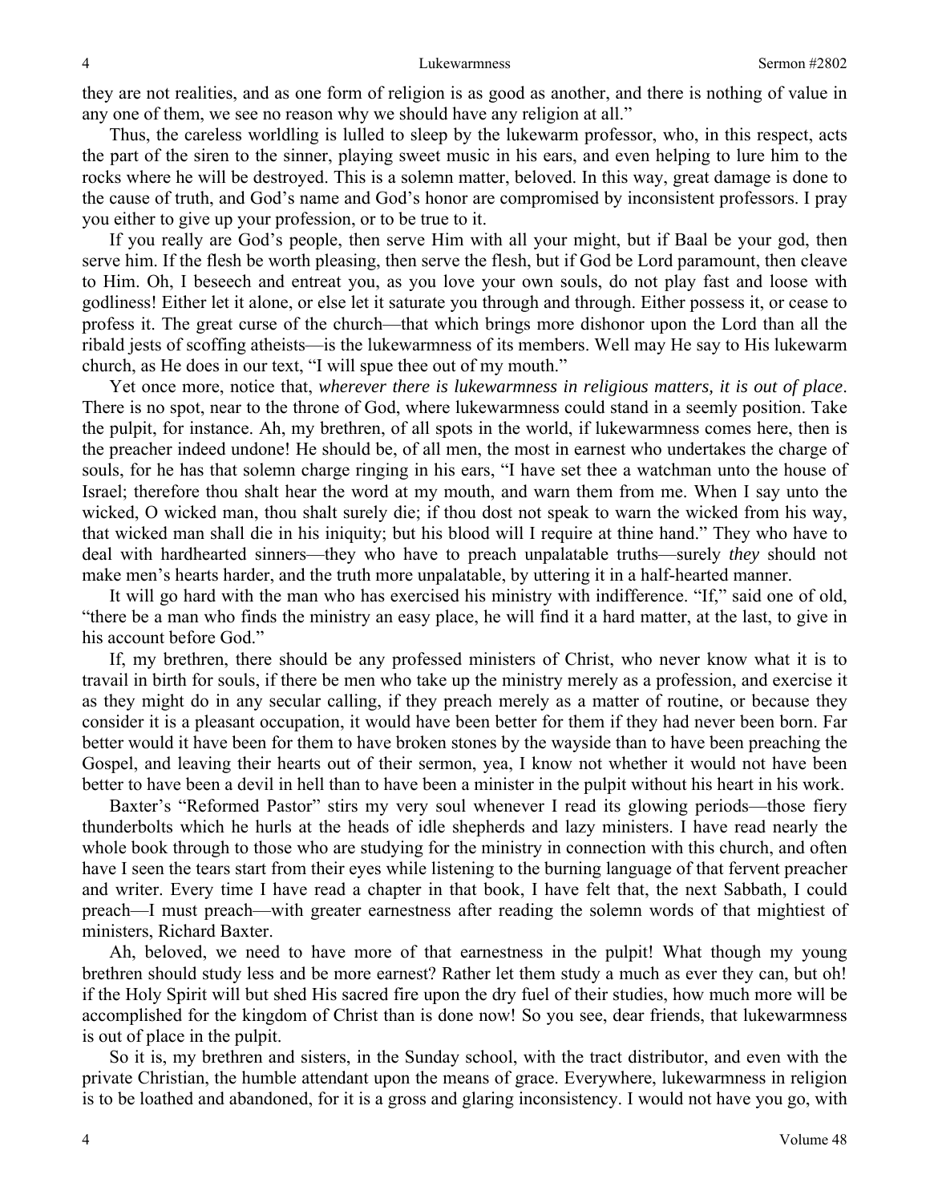they are not realities, and as one form of religion is as good as another, and there is nothing of value in any one of them, we see no reason why we should have any religion at all."

Thus, the careless worldling is lulled to sleep by the lukewarm professor, who, in this respect, acts the part of the siren to the sinner, playing sweet music in his ears, and even helping to lure him to the rocks where he will be destroyed. This is a solemn matter, beloved. In this way, great damage is done to the cause of truth, and God's name and God's honor are compromised by inconsistent professors. I pray you either to give up your profession, or to be true to it.

If you really are God's people, then serve Him with all your might, but if Baal be your god, then serve him. If the flesh be worth pleasing, then serve the flesh, but if God be Lord paramount, then cleave to Him. Oh, I beseech and entreat you, as you love your own souls, do not play fast and loose with godliness! Either let it alone, or else let it saturate you through and through. Either possess it, or cease to profess it. The great curse of the church—that which brings more dishonor upon the Lord than all the ribald jests of scoffing atheists—is the lukewarmness of its members. Well may He say to His lukewarm church, as He does in our text, "I will spue thee out of my mouth."

Yet once more, notice that, *wherever there is lukewarmness in religious matters, it is out of place*. There is no spot, near to the throne of God, where lukewarmness could stand in a seemly position. Take the pulpit, for instance. Ah, my brethren, of all spots in the world, if lukewarmness comes here, then is the preacher indeed undone! He should be, of all men, the most in earnest who undertakes the charge of souls, for he has that solemn charge ringing in his ears, "I have set thee a watchman unto the house of Israel; therefore thou shalt hear the word at my mouth, and warn them from me. When I say unto the wicked, O wicked man, thou shalt surely die; if thou dost not speak to warn the wicked from his way, that wicked man shall die in his iniquity; but his blood will I require at thine hand." They who have to deal with hardhearted sinners—they who have to preach unpalatable truths—surely *they* should not make men's hearts harder, and the truth more unpalatable, by uttering it in a half-hearted manner.

It will go hard with the man who has exercised his ministry with indifference. "If," said one of old, "there be a man who finds the ministry an easy place, he will find it a hard matter, at the last, to give in his account before God."

If, my brethren, there should be any professed ministers of Christ, who never know what it is to travail in birth for souls, if there be men who take up the ministry merely as a profession, and exercise it as they might do in any secular calling, if they preach merely as a matter of routine, or because they consider it is a pleasant occupation, it would have been better for them if they had never been born. Far better would it have been for them to have broken stones by the wayside than to have been preaching the Gospel, and leaving their hearts out of their sermon, yea, I know not whether it would not have been better to have been a devil in hell than to have been a minister in the pulpit without his heart in his work.

Baxter's "Reformed Pastor" stirs my very soul whenever I read its glowing periods—those fiery thunderbolts which he hurls at the heads of idle shepherds and lazy ministers. I have read nearly the whole book through to those who are studying for the ministry in connection with this church, and often have I seen the tears start from their eyes while listening to the burning language of that fervent preacher and writer. Every time I have read a chapter in that book, I have felt that, the next Sabbath, I could preach—I must preach—with greater earnestness after reading the solemn words of that mightiest of ministers, Richard Baxter.

Ah, beloved, we need to have more of that earnestness in the pulpit! What though my young brethren should study less and be more earnest? Rather let them study a much as ever they can, but oh! if the Holy Spirit will but shed His sacred fire upon the dry fuel of their studies, how much more will be accomplished for the kingdom of Christ than is done now! So you see, dear friends, that lukewarmness is out of place in the pulpit.

So it is, my brethren and sisters, in the Sunday school, with the tract distributor, and even with the private Christian, the humble attendant upon the means of grace. Everywhere, lukewarmness in religion is to be loathed and abandoned, for it is a gross and glaring inconsistency. I would not have you go, with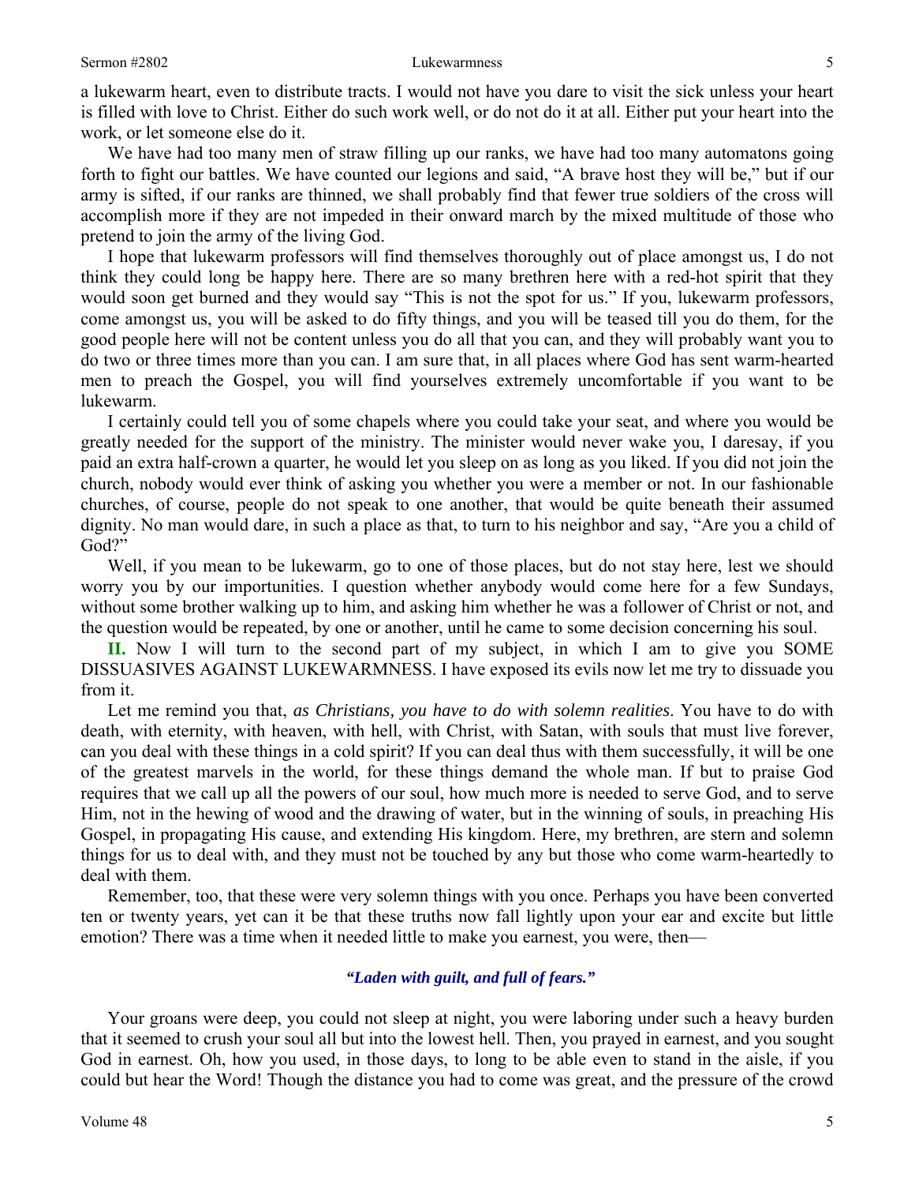a lukewarm heart, even to distribute tracts. I would not have you dare to visit the sick unless your heart is filled with love to Christ. Either do such work well, or do not do it at all. Either put your heart into the work, or let someone else do it.

We have had too many men of straw filling up our ranks, we have had too many automatons going forth to fight our battles. We have counted our legions and said, "A brave host they will be," but if our army is sifted, if our ranks are thinned, we shall probably find that fewer true soldiers of the cross will accomplish more if they are not impeded in their onward march by the mixed multitude of those who pretend to join the army of the living God.

I hope that lukewarm professors will find themselves thoroughly out of place amongst us, I do not think they could long be happy here. There are so many brethren here with a red-hot spirit that they would soon get burned and they would say "This is not the spot for us." If you, lukewarm professors, come amongst us, you will be asked to do fifty things, and you will be teased till you do them, for the good people here will not be content unless you do all that you can, and they will probably want you to do two or three times more than you can. I am sure that, in all places where God has sent warm-hearted men to preach the Gospel, you will find yourselves extremely uncomfortable if you want to be lukewarm.

I certainly could tell you of some chapels where you could take your seat, and where you would be greatly needed for the support of the ministry. The minister would never wake you, I daresay, if you paid an extra half-crown a quarter, he would let you sleep on as long as you liked. If you did not join the church, nobody would ever think of asking you whether you were a member or not. In our fashionable churches, of course, people do not speak to one another, that would be quite beneath their assumed dignity. No man would dare, in such a place as that, to turn to his neighbor and say, "Are you a child of God?"

Well, if you mean to be lukewarm, go to one of those places, but do not stay here, lest we should worry you by our importunities. I question whether anybody would come here for a few Sundays, without some brother walking up to him, and asking him whether he was a follower of Christ or not, and the question would be repeated, by one or another, until he came to some decision concerning his soul.

**II.** Now I will turn to the second part of my subject, in which I am to give you SOME DISSUASIVES AGAINST LUKEWARMNESS. I have exposed its evils now let me try to dissuade you from it.

Let me remind you that, *as Christians, you have to do with solemn realities*. You have to do with death, with eternity, with heaven, with hell, with Christ, with Satan, with souls that must live forever, can you deal with these things in a cold spirit? If you can deal thus with them successfully, it will be one of the greatest marvels in the world, for these things demand the whole man. If but to praise God requires that we call up all the powers of our soul, how much more is needed to serve God, and to serve Him, not in the hewing of wood and the drawing of water, but in the winning of souls, in preaching His Gospel, in propagating His cause, and extending His kingdom. Here, my brethren, are stern and solemn things for us to deal with, and they must not be touched by any but those who come warm-heartedly to deal with them.

Remember, too, that these were very solemn things with you once. Perhaps you have been converted ten or twenty years, yet can it be that these truths now fall lightly upon your ear and excite but little emotion? There was a time when it needed little to make you earnest, you were, then—

***"Laden with guilt, and full of fears."***

Your groans were deep, you could not sleep at night, you were laboring under such a heavy burden that it seemed to crush your soul all but into the lowest hell. Then, you prayed in earnest, and you sought God in earnest. Oh, how you used, in those days, to long to be able even to stand in the aisle, if you could but hear the Word! Though the distance you had to come was great, and the pressure of the crowd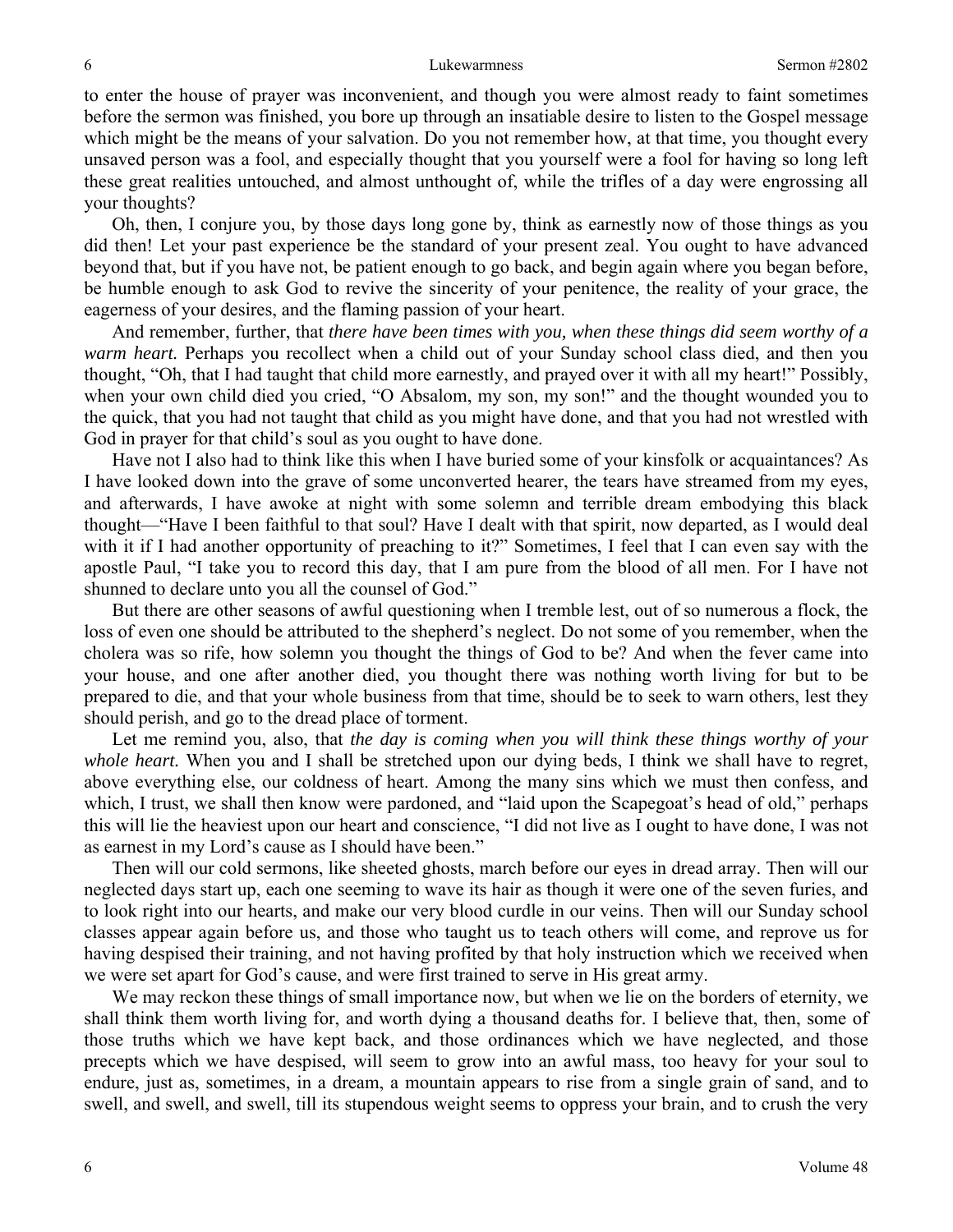to enter the house of prayer was inconvenient, and though you were almost ready to faint sometimes before the sermon was finished, you bore up through an insatiable desire to listen to the Gospel message which might be the means of your salvation. Do you not remember how, at that time, you thought every unsaved person was a fool, and especially thought that you yourself were a fool for having so long left these great realities untouched, and almost unthought of, while the trifles of a day were engrossing all your thoughts?

Oh, then, I conjure you, by those days long gone by, think as earnestly now of those things as you did then! Let your past experience be the standard of your present zeal. You ought to have advanced beyond that, but if you have not, be patient enough to go back, and begin again where you began before, be humble enough to ask God to revive the sincerity of your penitence, the reality of your grace, the eagerness of your desires, and the flaming passion of your heart.

And remember, further, that *there have been times with you, when these things did seem worthy of a warm heart.* Perhaps you recollect when a child out of your Sunday school class died, and then you thought, "Oh, that I had taught that child more earnestly, and prayed over it with all my heart!" Possibly, when your own child died you cried, "O Absalom, my son, my son!" and the thought wounded you to the quick, that you had not taught that child as you might have done, and that you had not wrestled with God in prayer for that child's soul as you ought to have done.

Have not I also had to think like this when I have buried some of your kinsfolk or acquaintances? As I have looked down into the grave of some unconverted hearer, the tears have streamed from my eyes, and afterwards, I have awoke at night with some solemn and terrible dream embodying this black thought—"Have I been faithful to that soul? Have I dealt with that spirit, now departed, as I would deal with it if I had another opportunity of preaching to it?" Sometimes, I feel that I can even say with the apostle Paul, "I take you to record this day, that I am pure from the blood of all men. For I have not shunned to declare unto you all the counsel of God."

But there are other seasons of awful questioning when I tremble lest, out of so numerous a flock, the loss of even one should be attributed to the shepherd's neglect. Do not some of you remember, when the cholera was so rife, how solemn you thought the things of God to be? And when the fever came into your house, and one after another died, you thought there was nothing worth living for but to be prepared to die, and that your whole business from that time, should be to seek to warn others, lest they should perish, and go to the dread place of torment.

Let me remind you, also, that *the day is coming when you will think these things worthy of your whole heart.* When you and I shall be stretched upon our dying beds, I think we shall have to regret, above everything else, our coldness of heart. Among the many sins which we must then confess, and which, I trust, we shall then know were pardoned, and "laid upon the Scapegoat's head of old," perhaps this will lie the heaviest upon our heart and conscience, "I did not live as I ought to have done, I was not as earnest in my Lord's cause as I should have been."

Then will our cold sermons, like sheeted ghosts, march before our eyes in dread array. Then will our neglected days start up, each one seeming to wave its hair as though it were one of the seven furies, and to look right into our hearts, and make our very blood curdle in our veins. Then will our Sunday school classes appear again before us, and those who taught us to teach others will come, and reprove us for having despised their training, and not having profited by that holy instruction which we received when we were set apart for God's cause, and were first trained to serve in His great army.

We may reckon these things of small importance now, but when we lie on the borders of eternity, we shall think them worth living for, and worth dying a thousand deaths for. I believe that, then, some of those truths which we have kept back, and those ordinances which we have neglected, and those precepts which we have despised, will seem to grow into an awful mass, too heavy for your soul to endure, just as, sometimes, in a dream, a mountain appears to rise from a single grain of sand, and to swell, and swell, and swell, till its stupendous weight seems to oppress your brain, and to crush the very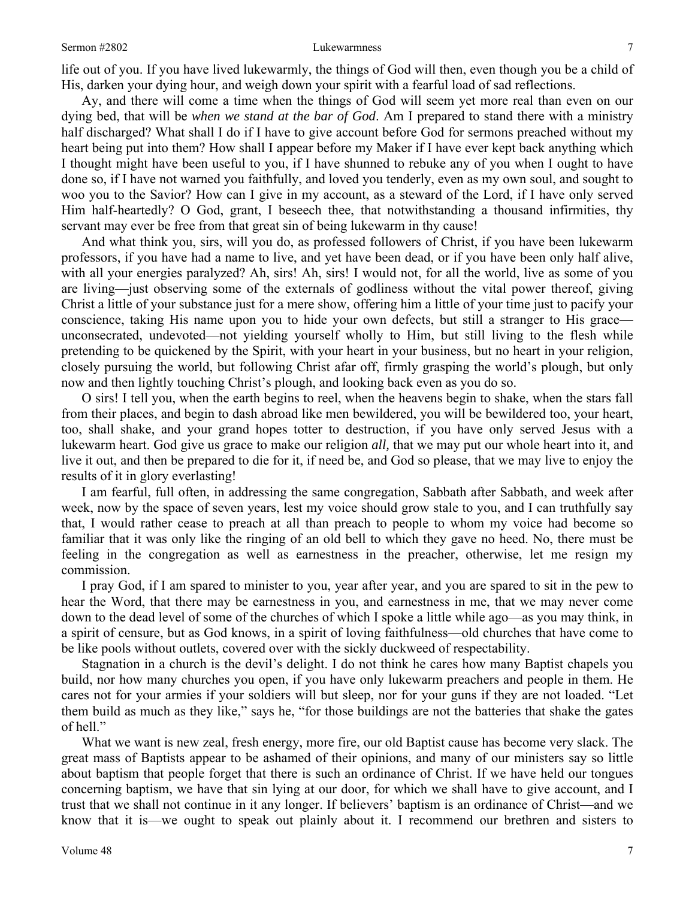life out of you. If you have lived lukewarmly, the things of God will then, even though you be a child of His, darken your dying hour, and weigh down your spirit with a fearful load of sad reflections.

Ay, and there will come a time when the things of God will seem yet more real than even on our dying bed, that will be *when we stand at the bar of God*. Am I prepared to stand there with a ministry half discharged? What shall I do if I have to give account before God for sermons preached without my heart being put into them? How shall I appear before my Maker if I have ever kept back anything which I thought might have been useful to you, if I have shunned to rebuke any of you when I ought to have done so, if I have not warned you faithfully, and loved you tenderly, even as my own soul, and sought to woo you to the Savior? How can I give in my account, as a steward of the Lord, if I have only served Him half-heartedly? O God, grant, I beseech thee, that notwithstanding a thousand infirmities, thy servant may ever be free from that great sin of being lukewarm in thy cause!

And what think you, sirs, will you do, as professed followers of Christ, if you have been lukewarm professors, if you have had a name to live, and yet have been dead, or if you have been only half alive, with all your energies paralyzed? Ah, sirs! Ah, sirs! I would not, for all the world, live as some of you are living—just observing some of the externals of godliness without the vital power thereof, giving Christ a little of your substance just for a mere show, offering him a little of your time just to pacify your conscience, taking His name upon you to hide your own defects, but still a stranger to His grace—unconsecrated, undevoted—not yielding yourself wholly to Him, but still living to the flesh while pretending to be quickened by the Spirit, with your heart in your business, but no heart in your religion, closely pursuing the world, but following Christ afar off, firmly grasping the world's plough, but only now and then lightly touching Christ's plough, and looking back even as you do so.

O sirs! I tell you, when the earth begins to reel, when the heavens begin to shake, when the stars fall from their places, and begin to dash abroad like men bewildered, you will be bewildered too, your heart, too, shall shake, and your grand hopes totter to destruction, if you have only served Jesus with a lukewarm heart. God give us grace to make our religion *all,* that we may put our whole heart into it, and live it out, and then be prepared to die for it, if need be, and God so please, that we may live to enjoy the results of it in glory everlasting!

I am fearful, full often, in addressing the same congregation, Sabbath after Sabbath, and week after week, now by the space of seven years, lest my voice should grow stale to you, and I can truthfully say that, I would rather cease to preach at all than preach to people to whom my voice had become so familiar that it was only like the ringing of an old bell to which they gave no heed. No, there must be feeling in the congregation as well as earnestness in the preacher, otherwise, let me resign my commission.

I pray God, if I am spared to minister to you, year after year, and you are spared to sit in the pew to hear the Word, that there may be earnestness in you, and earnestness in me, that we may never come down to the dead level of some of the churches of which I spoke a little while ago—as you may think, in a spirit of censure, but as God knows, in a spirit of loving faithfulness—old churches that have come to be like pools without outlets, covered over with the sickly duckweed of respectability.

Stagnation in a church is the devil's delight. I do not think he cares how many Baptist chapels you build, nor how many churches you open, if you have only lukewarm preachers and people in them. He cares not for your armies if your soldiers will but sleep, nor for your guns if they are not loaded. "Let them build as much as they like," says he, "for those buildings are not the batteries that shake the gates of hell."

What we want is new zeal, fresh energy, more fire, our old Baptist cause has become very slack. The great mass of Baptists appear to be ashamed of their opinions, and many of our ministers say so little about baptism that people forget that there is such an ordinance of Christ. If we have held our tongues concerning baptism, we have that sin lying at our door, for which we shall have to give account, and I trust that we shall not continue in it any longer. If believers' baptism is an ordinance of Christ—and we know that it is—we ought to speak out plainly about it. I recommend our brethren and sisters to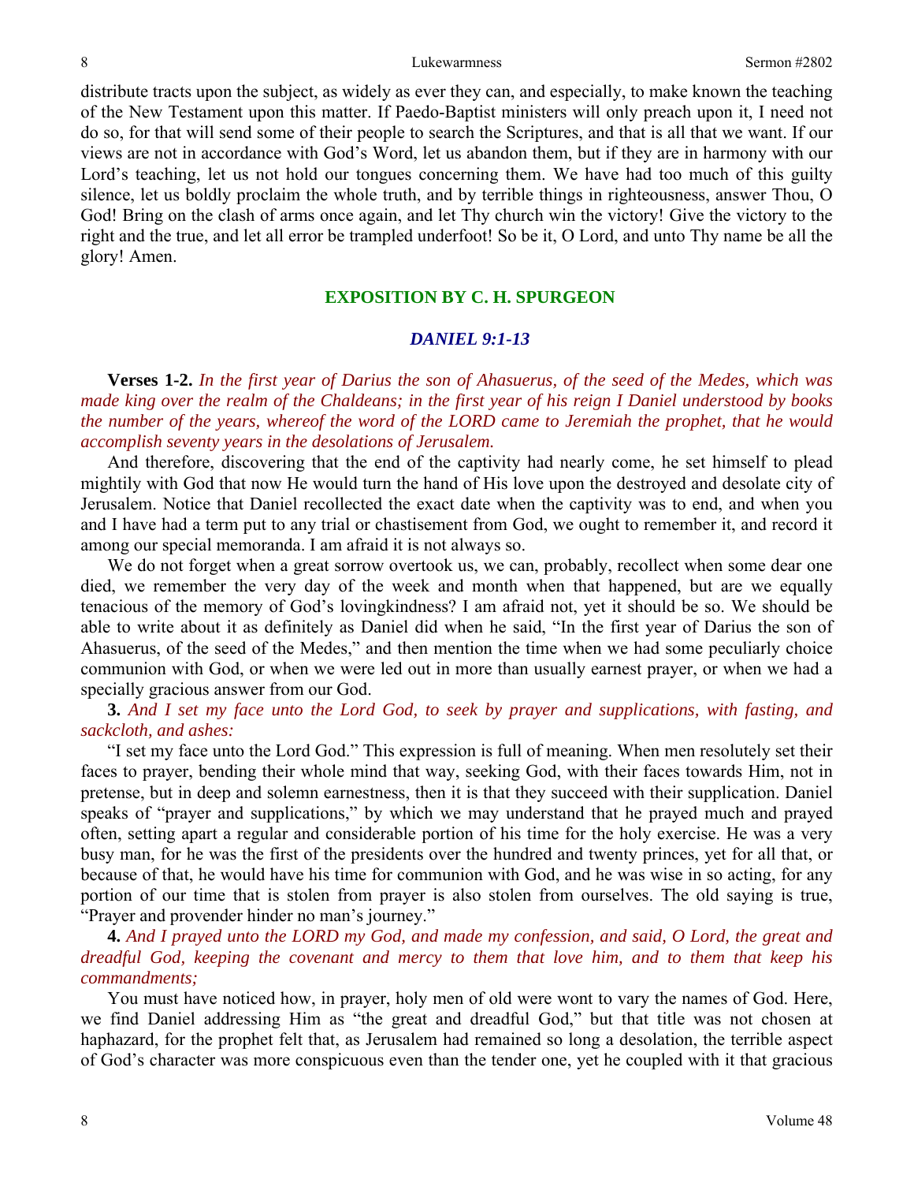distribute tracts upon the subject, as widely as ever they can, and especially, to make known the teaching of the New Testament upon this matter. If Paedo-Baptist ministers will only preach upon it, I need not do so, for that will send some of their people to search the Scriptures, and that is all that we want. If our views are not in accordance with God's Word, let us abandon them, but if they are in harmony with our Lord's teaching, let us not hold our tongues concerning them. We have had too much of this guilty silence, let us boldly proclaim the whole truth, and by terrible things in righteousness, answer Thou, O God! Bring on the clash of arms once again, and let Thy church win the victory! Give the victory to the right and the true, and let all error be trampled underfoot! So be it, O Lord, and unto Thy name be all the glory! Amen.

## EXPOSITION BY C. H. SPURGEON

### *DANIEL 9:1-13*

**Verses 1-2.** *In the first year of Darius the son of Ahasuerus, of the seed of the Medes, which was made king over the realm of the Chaldeans; in the first year of his reign I Daniel understood by books the number of the years, whereof the word of the LORD came to Jeremiah the prophet, that he would accomplish seventy years in the desolations of Jerusalem.*

And therefore, discovering that the end of the captivity had nearly come, he set himself to plead mightily with God that now He would turn the hand of His love upon the destroyed and desolate city of Jerusalem. Notice that Daniel recollected the exact date when the captivity was to end, and when you and I have had a term put to any trial or chastisement from God, we ought to remember it, and record it among our special memoranda. I am afraid it is not always so.

We do not forget when a great sorrow overtook us, we can, probably, recollect when some dear one died, we remember the very day of the week and month when that happened, but are we equally tenacious of the memory of God's lovingkindness? I am afraid not, yet it should be so. We should be able to write about it as definitely as Daniel did when he said, "In the first year of Darius the son of Ahasuerus, of the seed of the Medes," and then mention the time when we had some peculiarly choice communion with God, or when we were led out in more than usually earnest prayer, or when we had a specially gracious answer from our God.

**3.** *And I set my face unto the Lord God, to seek by prayer and supplications, with fasting, and sackcloth, and ashes:*

"I set my face unto the Lord God." This expression is full of meaning. When men resolutely set their faces to prayer, bending their whole mind that way, seeking God, with their faces towards Him, not in pretense, but in deep and solemn earnestness, then it is that they succeed with their supplication. Daniel speaks of "prayer and supplications," by which we may understand that he prayed much and prayed often, setting apart a regular and considerable portion of his time for the holy exercise. He was a very busy man, for he was the first of the presidents over the hundred and twenty princes, yet for all that, or because of that, he would have his time for communion with God, and he was wise in so acting, for any portion of our time that is stolen from prayer is also stolen from ourselves. The old saying is true, "Prayer and provender hinder no man's journey."

**4.** *And I prayed unto the LORD my God, and made my confession, and said, O Lord, the great and dreadful God, keeping the covenant and mercy to them that love him, and to them that keep his commandments;*

You must have noticed how, in prayer, holy men of old were wont to vary the names of God. Here, we find Daniel addressing Him as "the great and dreadful God," but that title was not chosen at haphazard, for the prophet felt that, as Jerusalem had remained so long a desolation, the terrible aspect of God's character was more conspicuous even than the tender one, yet he coupled with it that gracious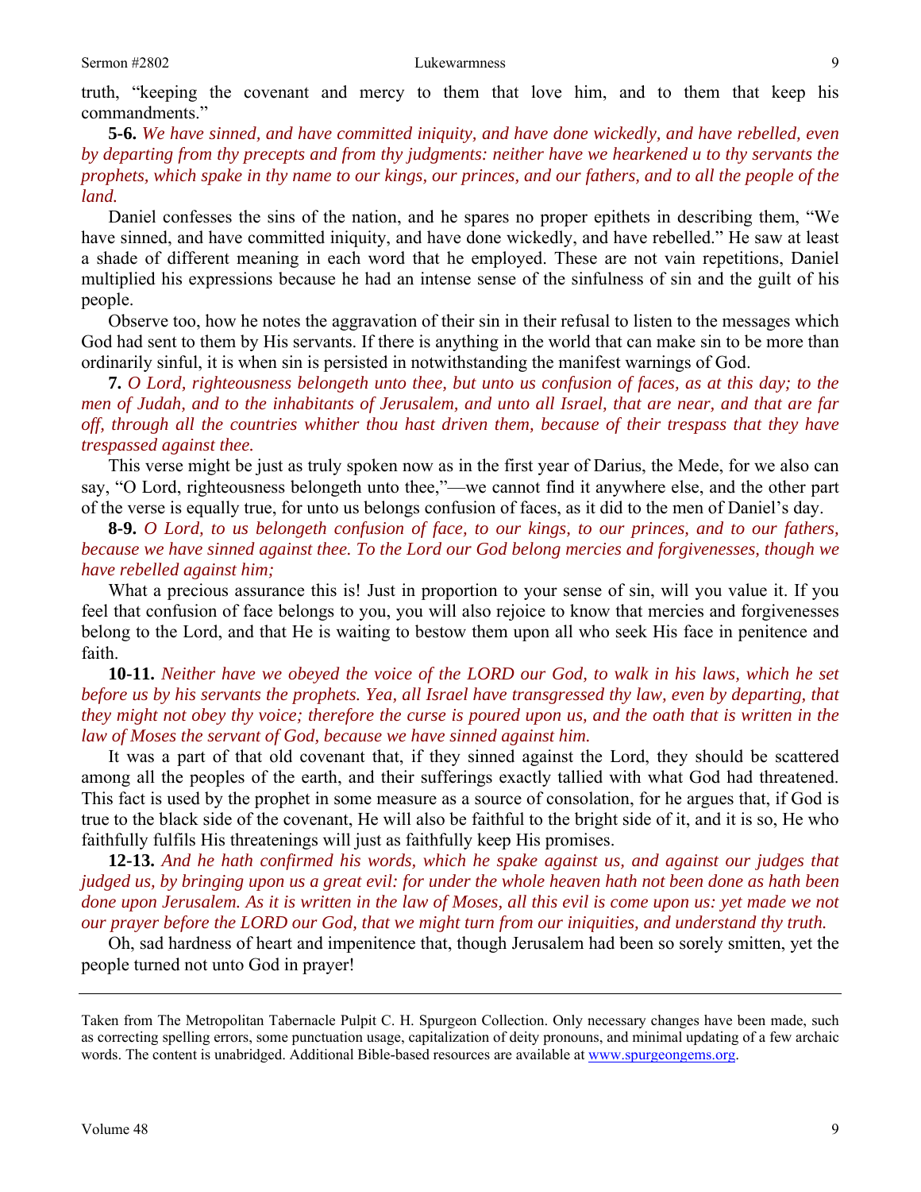truth, "keeping the covenant and mercy to them that love him, and to them that keep his commandments."

**5-6.** *We have sinned, and have committed iniquity, and have done wickedly, and have rebelled, even by departing from thy precepts and from thy judgments: neither have we hearkened u to thy servants the prophets, which spake in thy name to our kings, our princes, and our fathers, and to all the people of the land.*

Daniel confesses the sins of the nation, and he spares no proper epithets in describing them, "We have sinned, and have committed iniquity, and have done wickedly, and have rebelled." He saw at least a shade of different meaning in each word that he employed. These are not vain repetitions, Daniel multiplied his expressions because he had an intense sense of the sinfulness of sin and the guilt of his people.

Observe too, how he notes the aggravation of their sin in their refusal to listen to the messages which God had sent to them by His servants. If there is anything in the world that can make sin to be more than ordinarily sinful, it is when sin is persisted in notwithstanding the manifest warnings of God.

**7.** *O Lord, righteousness belongeth unto thee, but unto us confusion of faces, as at this day; to the men of Judah, and to the inhabitants of Jerusalem, and unto all Israel, that are near, and that are far off, through all the countries whither thou hast driven them, because of their trespass that they have trespassed against thee.*

This verse might be just as truly spoken now as in the first year of Darius, the Mede, for we also can say, "O Lord, righteousness belongeth unto thee,"—we cannot find it anywhere else, and the other part of the verse is equally true, for unto us belongs confusion of faces, as it did to the men of Daniel's day.

**8-9.** *O Lord, to us belongeth confusion of face, to our kings, to our princes, and to our fathers, because we have sinned against thee. To the Lord our God belong mercies and forgivenesses, though we have rebelled against him;*

What a precious assurance this is! Just in proportion to your sense of sin, will you value it. If you feel that confusion of face belongs to you, you will also rejoice to know that mercies and forgivenesses belong to the Lord, and that He is waiting to bestow them upon all who seek His face in penitence and faith.

**10-11.** *Neither have we obeyed the voice of the LORD our God, to walk in his laws, which he set before us by his servants the prophets. Yea, all Israel have transgressed thy law, even by departing, that they might not obey thy voice; therefore the curse is poured upon us, and the oath that is written in the law of Moses the servant of God, because we have sinned against him.*

It was a part of that old covenant that, if they sinned against the Lord, they should be scattered among all the peoples of the earth, and their sufferings exactly tallied with what God had threatened. This fact is used by the prophet in some measure as a source of consolation, for he argues that, if God is true to the black side of the covenant, He will also be faithful to the bright side of it, and it is so, He who faithfully fulfils His threatenings will just as faithfully keep His promises.

**12-13.** *And he hath confirmed his words, which he spake against us, and against our judges that judged us, by bringing upon us a great evil: for under the whole heaven hath not been done as hath been done upon Jerusalem. As it is written in the law of Moses, all this evil is come upon us: yet made we not our prayer before the LORD our God, that we might turn from our iniquities, and understand thy truth.*

Oh, sad hardness of heart and impenitence that, though Jerusalem had been so sorely smitten, yet the people turned not unto God in prayer!

---

Taken from The Metropolitan Tabernacle Pulpit C. H. Spurgeon Collection. Only necessary changes have been made, such as correcting spelling errors, some punctuation usage, capitalization of deity pronouns, and minimal updating of a few archaic words. The content is unabridged. Additional Bible-based resources are available at www.spurgeongems.org.